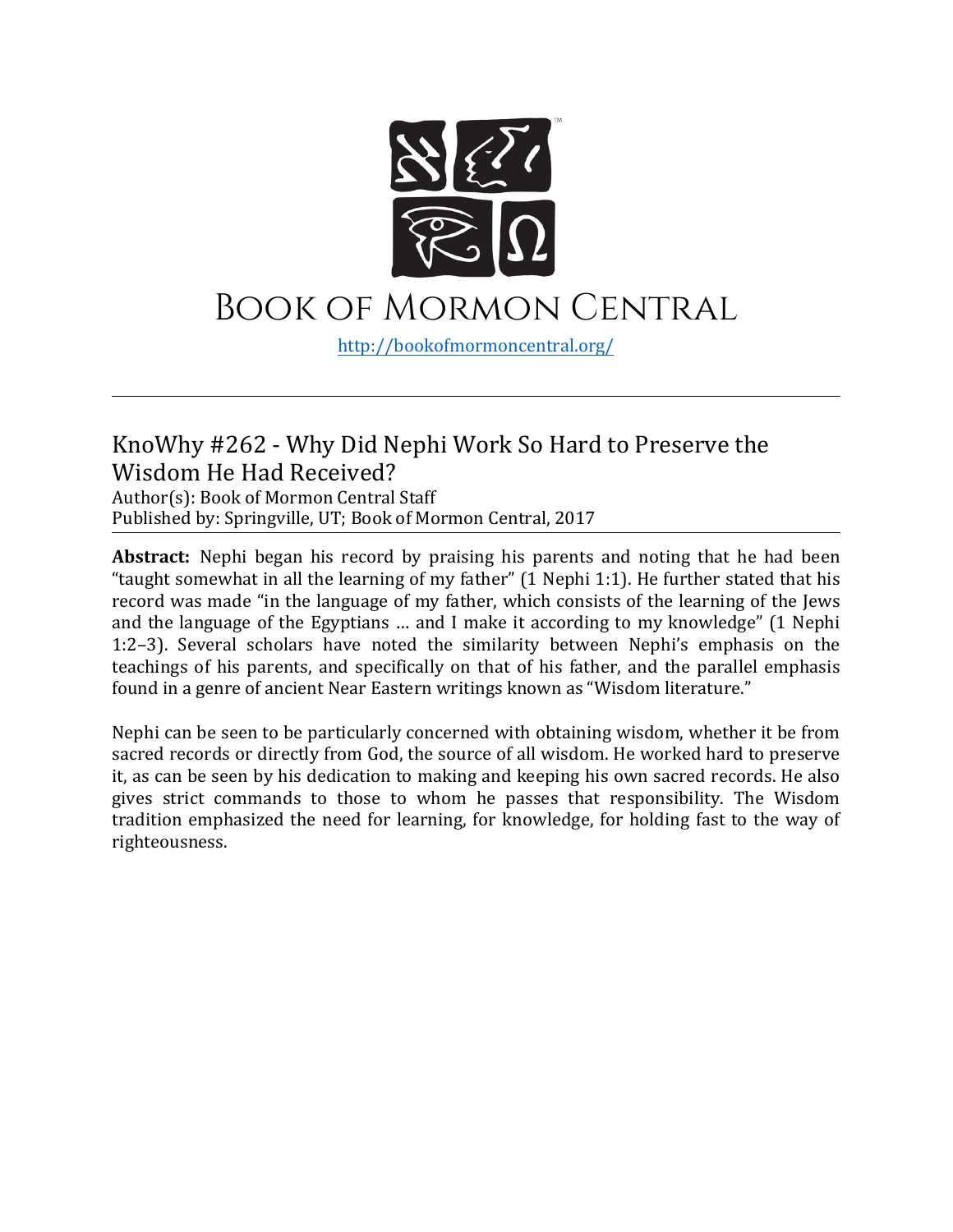# Book of Mormon Central

http://bookofmormoncentral.org/

---

## KnoWhy #262 - Why Did Nephi Work So Hard to Preserve the Wisdom He Had Received?

Author(s): Book of Mormon Central Staff
Published by: Springville, UT; Book of Mormon Central, 2017

**Abstract:** Nephi began his record by praising his parents and noting that he had been "taught somewhat in all the learning of my father" (1 Nephi 1:1). He further stated that his record was made "in the language of my father, which consists of the learning of the Jews and the language of the Egyptians … and I make it according to my knowledge" (1 Nephi 1:2–3). Several scholars have noted the similarity between Nephi's emphasis on the teachings of his parents, and specifically on that of his father, and the parallel emphasis found in a genre of ancient Near Eastern writings known as "Wisdom literature."

Nephi can be seen to be particularly concerned with obtaining wisdom, whether it be from sacred records or directly from God, the source of all wisdom. He worked hard to preserve it, as can be seen by his dedication to making and keeping his own sacred records. He also gives strict commands to those to whom he passes that responsibility. The Wisdom tradition emphasized the need for learning, for knowledge, for holding fast to the way of righteousness.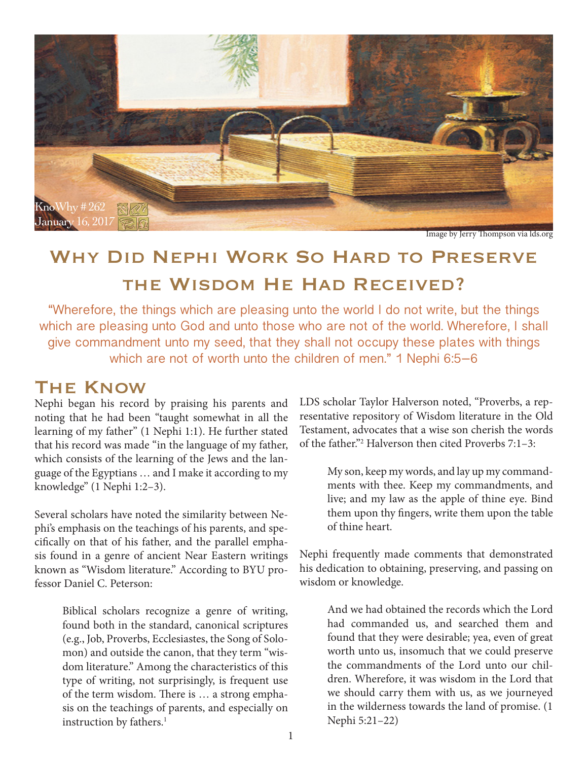KnoWhy # 262
January 16, 2017

Image by Jerry Thompson via lds.org

# Why Did Nephi Work So Hard to Preserve the Wisdom He Had Received?

"Wherefore, the things which are pleasing unto the world I do not write, but the things which are pleasing unto God and unto those who are not of the world. Wherefore, I shall give commandment unto my seed, that they shall not occupy these plates with things which are not of worth unto the children of men." 1 Nephi 6:5–6

## The Know

Nephi began his record by praising his parents and noting that he had been "taught somewhat in all the learning of my father" (1 Nephi 1:1). He further stated that his record was made "in the language of my father, which consists of the learning of the Jews and the language of the Egyptians … and I make it according to my knowledge" (1 Nephi 1:2–3).

Several scholars have noted the similarity between Nephi's emphasis on the teachings of his parents, and specifically on that of his father, and the parallel emphasis found in a genre of ancient Near Eastern writings known as "Wisdom literature." According to BYU professor Daniel C. Peterson:

> Biblical scholars recognize a genre of writing, found both in the standard, canonical scriptures (e.g., Job, Proverbs, Ecclesiastes, the Song of Solomon) and outside the canon, that they term "wisdom literature." Among the characteristics of this type of writing, not surprisingly, is frequent use of the term wisdom. There is … a strong emphasis on the teachings of parents, and especially on instruction by fathers.[1]

LDS scholar Taylor Halverson noted, "Proverbs, a representative repository of Wisdom literature in the Old Testament, advocates that a wise son cherish the words of the father."[2] Halverson then cited Proverbs 7:1–3:

> My son, keep my words, and lay up my commandments with thee. Keep my commandments, and live; and my law as the apple of thine eye. Bind them upon thy fingers, write them upon the table of thine heart.

Nephi frequently made comments that demonstrated his dedication to obtaining, preserving, and passing on wisdom or knowledge.

> And we had obtained the records which the Lord had commanded us, and searched them and found that they were desirable; yea, even of great worth unto us, insomuch that we could preserve the commandments of the Lord unto our children. Wherefore, it was wisdom in the Lord that we should carry them with us, as we journeyed in the wilderness towards the land of promise. (1 Nephi 5:21–22)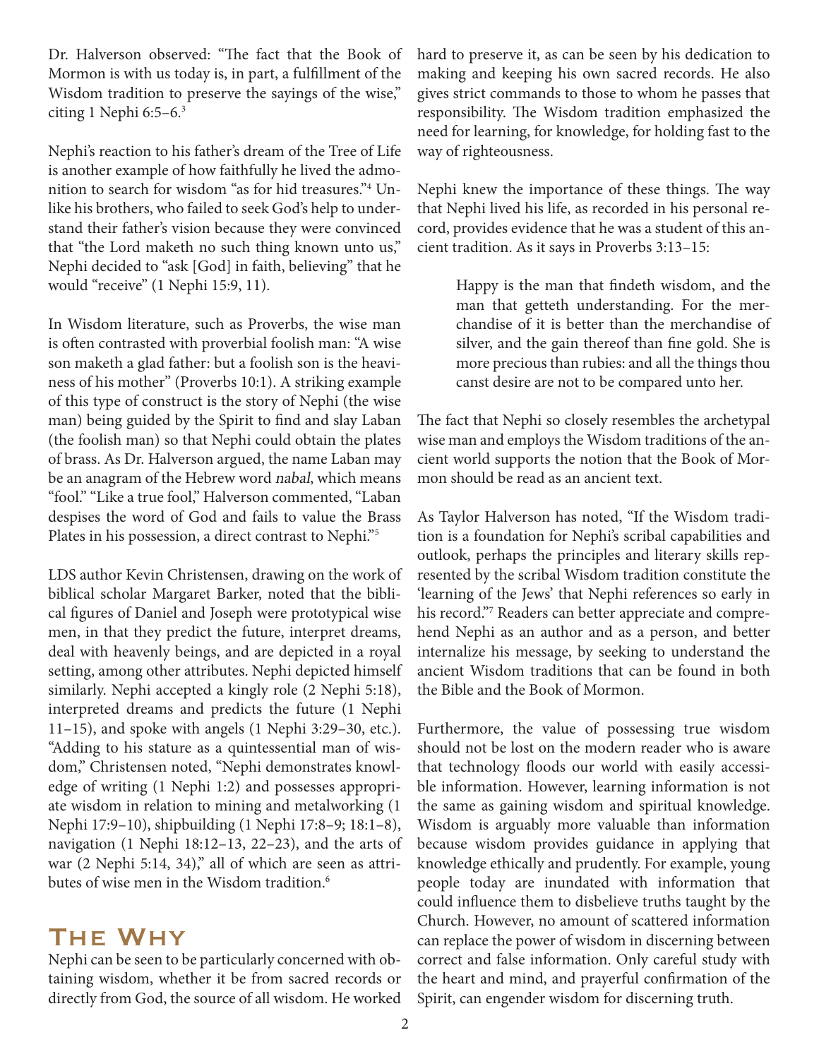Dr. Halverson observed: "The fact that the Book of Mormon is with us today is, in part, a fulfillment of the Wisdom tradition to preserve the sayings of the wise," citing 1 Nephi 6:5–6.[3]

Nephi's reaction to his father's dream of the Tree of Life is another example of how faithfully he lived the admonition to search for wisdom "as for hid treasures."[4] Unlike his brothers, who failed to seek God's help to understand their father's vision because they were convinced that "the Lord maketh no such thing known unto us," Nephi decided to "ask [God] in faith, believing" that he would "receive" (1 Nephi 15:9, 11).

In Wisdom literature, such as Proverbs, the wise man is often contrasted with proverbial foolish man: "A wise son maketh a glad father: but a foolish son is the heaviness of his mother" (Proverbs 10:1). A striking example of this type of construct is the story of Nephi (the wise man) being guided by the Spirit to find and slay Laban (the foolish man) so that Nephi could obtain the plates of brass. As Dr. Halverson argued, the name Laban may be an anagram of the Hebrew word *nabal*, which means "fool." "Like a true fool," Halverson commented, "Laban despises the word of God and fails to value the Brass Plates in his possession, a direct contrast to Nephi."[5]

LDS author Kevin Christensen, drawing on the work of biblical scholar Margaret Barker, noted that the biblical figures of Daniel and Joseph were prototypical wise men, in that they predict the future, interpret dreams, deal with heavenly beings, and are depicted in a royal setting, among other attributes. Nephi depicted himself similarly. Nephi accepted a kingly role (2 Nephi 5:18), interpreted dreams and predicts the future (1 Nephi 11–15), and spoke with angels (1 Nephi 3:29–30, etc.). "Adding to his stature as a quintessential man of wisdom," Christensen noted, "Nephi demonstrates knowledge of writing (1 Nephi 1:2) and possesses appropriate wisdom in relation to mining and metalworking (1 Nephi 17:9–10), shipbuilding (1 Nephi 17:8–9; 18:1–8), navigation (1 Nephi 18:12–13, 22–23), and the arts of war (2 Nephi 5:14, 34)," all of which are seen as attributes of wise men in the Wisdom tradition.[6]

## The Why

Nephi can be seen to be particularly concerned with obtaining wisdom, whether it be from sacred records or directly from God, the source of all wisdom. He worked hard to preserve it, as can be seen by his dedication to making and keeping his own sacred records. He also gives strict commands to those to whom he passes that responsibility. The Wisdom tradition emphasized the need for learning, for knowledge, for holding fast to the way of righteousness.

Nephi knew the importance of these things. The way that Nephi lived his life, as recorded in his personal record, provides evidence that he was a student of this ancient tradition. As it says in Proverbs 3:13–15:

> Happy is the man that findeth wisdom, and the man that getteth understanding. For the merchandise of it is better than the merchandise of silver, and the gain thereof than fine gold. She is more precious than rubies: and all the things thou canst desire are not to be compared unto her.

The fact that Nephi so closely resembles the archetypal wise man and employs the Wisdom traditions of the ancient world supports the notion that the Book of Mormon should be read as an ancient text.

As Taylor Halverson has noted, "If the Wisdom tradition is a foundation for Nephi's scribal capabilities and outlook, perhaps the principles and literary skills represented by the scribal Wisdom tradition constitute the 'learning of the Jews' that Nephi references so early in his record."[7] Readers can better appreciate and comprehend Nephi as an author and as a person, and better internalize his message, by seeking to understand the ancient Wisdom traditions that can be found in both the Bible and the Book of Mormon.

Furthermore, the value of possessing true wisdom should not be lost on the modern reader who is aware that technology floods our world with easily accessible information. However, learning information is not the same as gaining wisdom and spiritual knowledge. Wisdom is arguably more valuable than information because wisdom provides guidance in applying that knowledge ethically and prudently. For example, young people today are inundated with information that could influence them to disbelieve truths taught by the Church. However, no amount of scattered information can replace the power of wisdom in discerning between correct and false information. Only careful study with the heart and mind, and prayerful confirmation of the Spirit, can engender wisdom for discerning truth.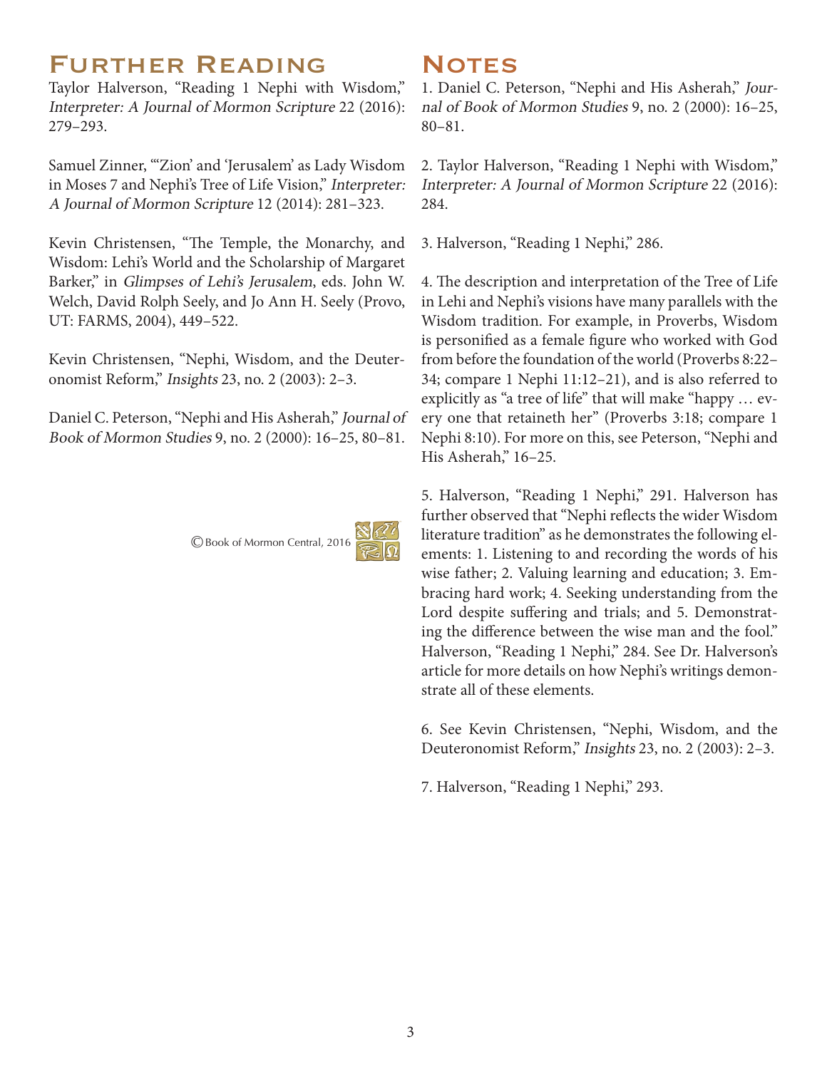## Further Reading

Taylor Halverson, “Reading 1 Nephi with Wisdom,” *Interpreter: A Journal of Mormon Scripture* 22 (2016): 279–293.

Samuel Zinner, “‘Zion’ and ‘Jerusalem’ as Lady Wisdom in Moses 7 and Nephi’s Tree of Life Vision,” *Interpreter: A Journal of Mormon Scripture* 12 (2014): 281–323.

Kevin Christensen, “The Temple, the Monarchy, and Wisdom: Lehi’s World and the Scholarship of Margaret Barker,” in *Glimpses of Lehi’s Jerusalem*, eds. John W. Welch, David Rolph Seely, and Jo Ann H. Seely (Provo, UT: FARMS, 2004), 449–522.

Kevin Christensen, “Nephi, Wisdom, and the Deuteronomist Reform,” *Insights* 23, no. 2 (2003): 2–3.

Daniel C. Peterson, “Nephi and His Asherah,” *Journal of Book of Mormon Studies* 9, no. 2 (2000): 16–25, 80–81.

© Book of Mormon Central, 2016

## Notes

1. Daniel C. Peterson, “Nephi and His Asherah,” *Journal of Book of Mormon Studies* 9, no. 2 (2000): 16–25, 80–81.

2. Taylor Halverson, “Reading 1 Nephi with Wisdom,” *Interpreter: A Journal of Mormon Scripture* 22 (2016): 284.

3. Halverson, “Reading 1 Nephi,” 286.

4. The description and interpretation of the Tree of Life in Lehi and Nephi’s visions have many parallels with the Wisdom tradition. For example, in Proverbs, Wisdom is personified as a female figure who worked with God from before the foundation of the world (Proverbs 8:22–34; compare 1 Nephi 11:12–21), and is also referred to explicitly as “a tree of life” that will make “happy … every one that retaineth her” (Proverbs 3:18; compare 1 Nephi 8:10). For more on this, see Peterson, “Nephi and His Asherah,” 16–25.

5. Halverson, “Reading 1 Nephi,” 291. Halverson has further observed that “Nephi reflects the wider Wisdom literature tradition” as he demonstrates the following elements: 1. Listening to and recording the words of his wise father; 2. Valuing learning and education; 3. Embracing hard work; 4. Seeking understanding from the Lord despite suffering and trials; and 5. Demonstrating the difference between the wise man and the fool.” Halverson, “Reading 1 Nephi,” 284. See Dr. Halverson’s article for more details on how Nephi’s writings demonstrate all of these elements.

6. See Kevin Christensen, “Nephi, Wisdom, and the Deuteronomist Reform,” *Insights* 23, no. 2 (2003): 2–3.

7. Halverson, “Reading 1 Nephi,” 293.